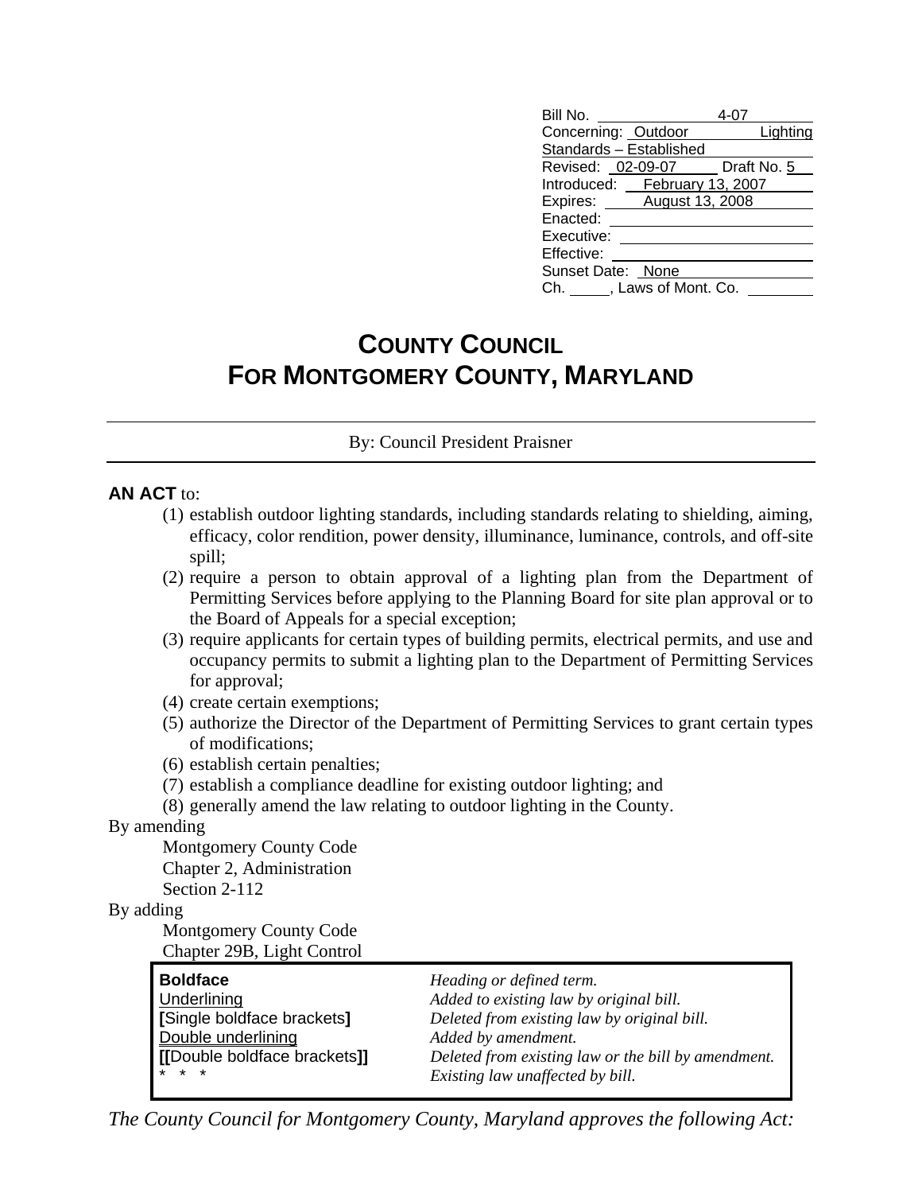| | |
|---|---|
| Bill No. | 4-07 |
| Concerning: | Outdoor Lighting Standards – Established |
| Revised: | 02-09-07 Draft No. 5 |
| Introduced: | February 13, 2007 |
| Expires: | August 13, 2008 |
| Enacted: | |
| Executive: | |
| Effective: | |
| Sunset Date: | None |
| Ch. ____, Laws of Mont. Co. | |

# COUNTY COUNCIL FOR MONTGOMERY COUNTY, MARYLAND

By: Council President Praisner

**AN ACT** to:

(1) establish outdoor lighting standards, including standards relating to shielding, aiming, efficacy, color rendition, power density, illuminance, luminance, controls, and off-site spill;

(2) require a person to obtain approval of a lighting plan from the Department of Permitting Services before applying to the Planning Board for site plan approval or to the Board of Appeals for a special exception;

(3) require applicants for certain types of building permits, electrical permits, and use and occupancy permits to submit a lighting plan to the Department of Permitting Services for approval;

(4) create certain exemptions;

(5) authorize the Director of the Department of Permitting Services to grant certain types of modifications;

(6) establish certain penalties;

(7) establish a compliance deadline for existing outdoor lighting; and

(8) generally amend the law relating to outdoor lighting in the County.

By amending

Montgomery County Code
Chapter 2, Administration
Section 2-112

By adding

Montgomery County Code
Chapter 29B, Light Control

| | |
|---|---|
| **Boldface** | *Heading or defined term.* |
| Underlining | *Added to existing law by original bill.* |
| **[**Single boldface brackets**]** | *Deleted from existing law by original bill.* |
| Double underlining | *Added by amendment.* |
| **[[**Double boldface brackets**]]** | *Deleted from existing law or the bill by amendment.* |
| * * * | *Existing law unaffected by bill.* |

*The County Council for Montgomery County, Maryland approves the following Act:*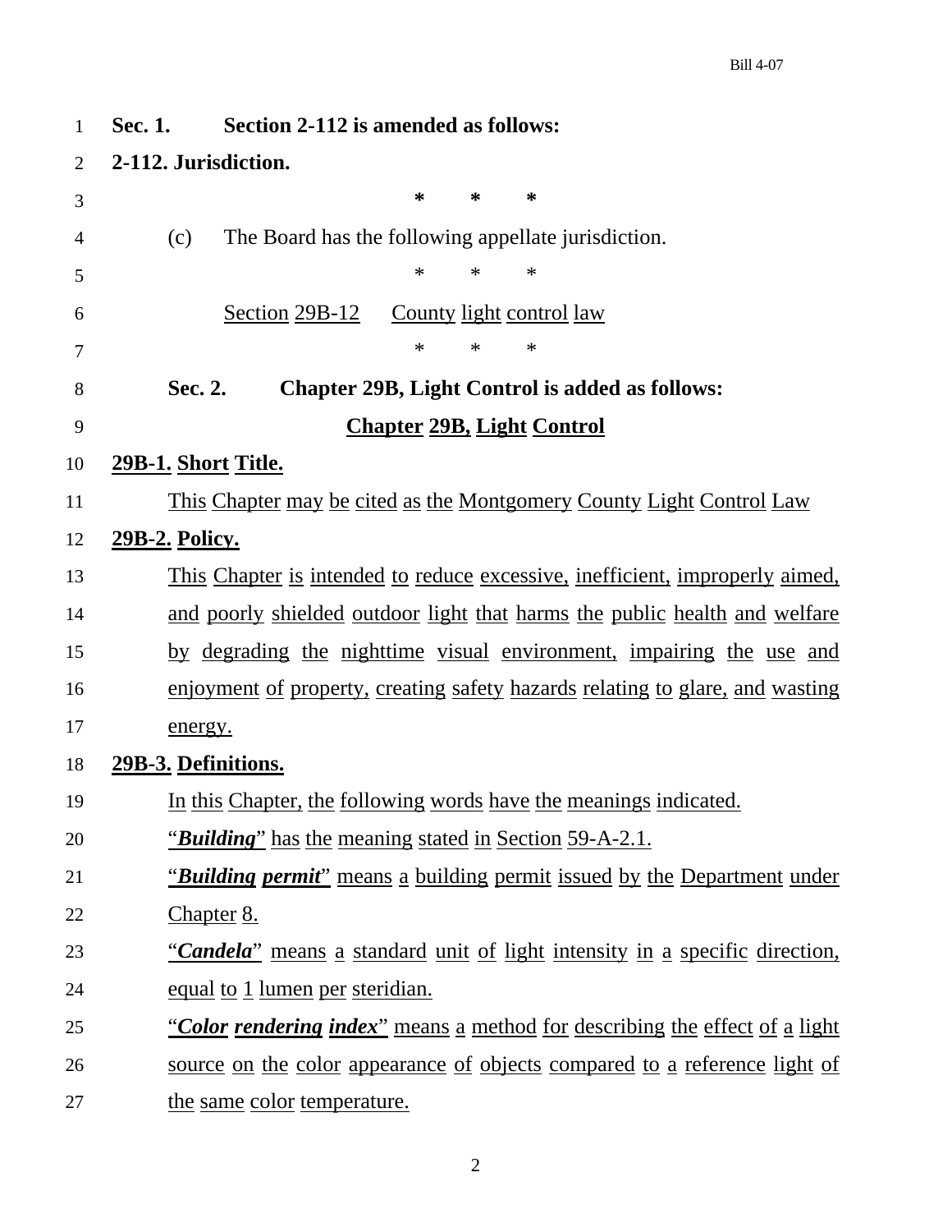**Sec. 1. Section 2-112 is amended as follows:**

**2-112. Jurisdiction.**

\* \* \*

(c) The Board has the following appellate jurisdiction.

\* \* \*

Section 29B-12 County light control law

\* \* \*

**Sec. 2. Chapter 29B, Light Control is added as follows:**

## Chapter 29B, Light Control

### 29B-1. Short Title.

This Chapter may be cited as the Montgomery County Light Control Law

### 29B-2. Policy.

This Chapter is intended to reduce excessive, inefficient, improperly aimed, and poorly shielded outdoor light that harms the public health and welfare by degrading the nighttime visual environment, impairing the use and enjoyment of property, creating safety hazards relating to glare, and wasting energy.

### 29B-3. Definitions.

In this Chapter, the following words have the meanings indicated.

"***Building***" has the meaning stated in Section 59-A-2.1.

"***Building permit***" means a building permit issued by the Department under Chapter 8.

"***Candela***" means a standard unit of light intensity in a specific direction, equal to 1 lumen per steridian.

"***Color rendering index***" means a method for describing the effect of a light source on the color appearance of objects compared to a reference light of the same color temperature.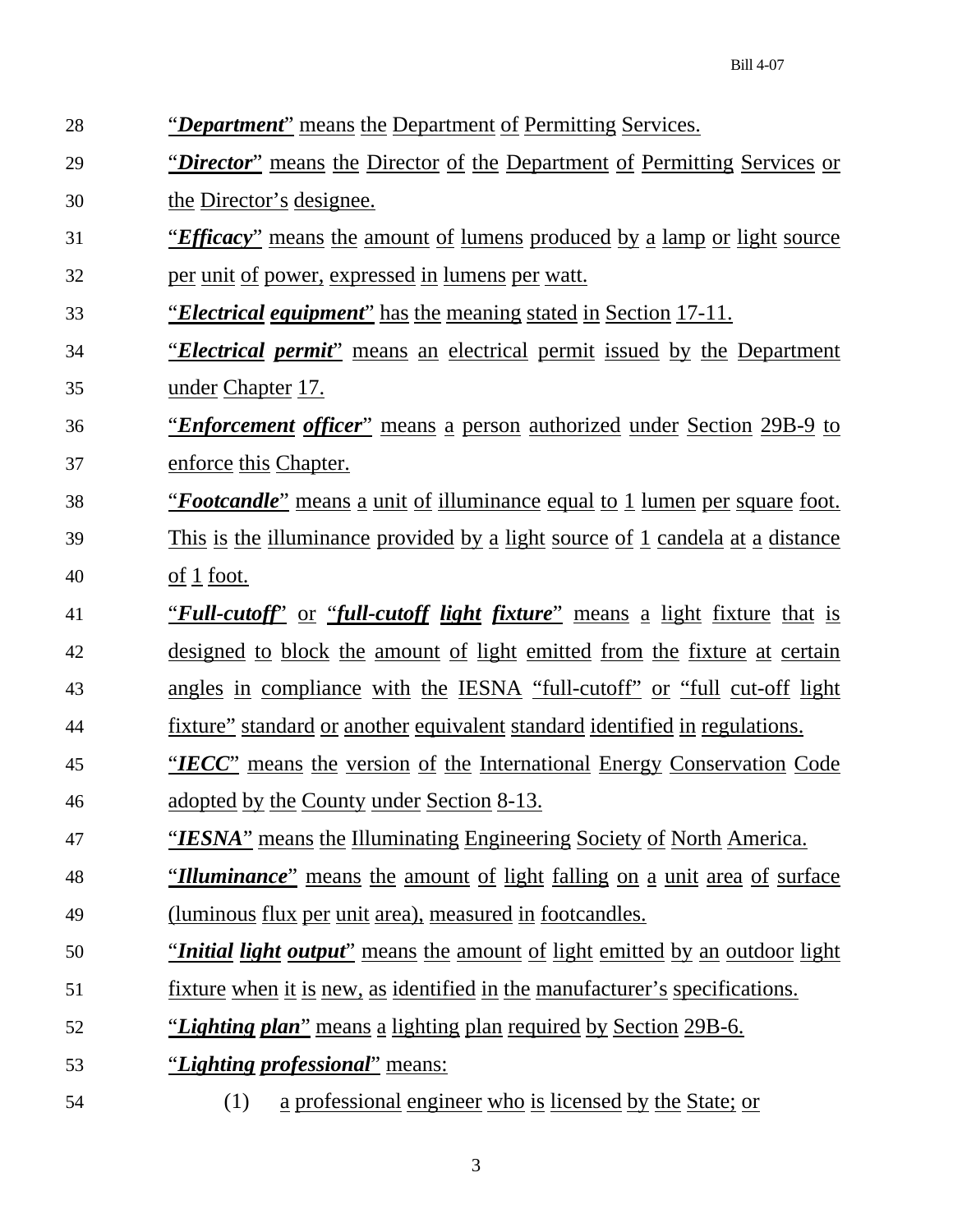"***Department***" means the Department of Permitting Services.

"***Director***" means the Director of the Department of Permitting Services or the Director's designee.

"***Efficacy***" means the amount of lumens produced by a lamp or light source per unit of power, expressed in lumens per watt.

"***Electrical equipment***" has the meaning stated in Section 17-11.

"***Electrical permit***" means an electrical permit issued by the Department under Chapter 17.

"***Enforcement officer***" means a person authorized under Section 29B-9 to enforce this Chapter.

"***Footcandle***" means a unit of illuminance equal to 1 lumen per square foot. This is the illuminance provided by a light source of 1 candela at a distance of 1 foot.

"***Full-cutoff***" or "***full-cutoff light fixture***" means a light fixture that is designed to block the amount of light emitted from the fixture at certain angles in compliance with the IESNA "full-cutoff" or "full cut-off light fixture" standard or another equivalent standard identified in regulations.

"***IECC***" means the version of the International Energy Conservation Code adopted by the County under Section 8-13.

"***IESNA***" means the Illuminating Engineering Society of North America.

"***Illuminance***" means the amount of light falling on a unit area of surface (luminous flux per unit area), measured in footcandles.

"***Initial light output***" means the amount of light emitted by an outdoor light fixture when it is new, as identified in the manufacturer's specifications.

"***Lighting plan***" means a lighting plan required by Section 29B-6.

"***Lighting professional***" means:

(1) a professional engineer who is licensed by the State; or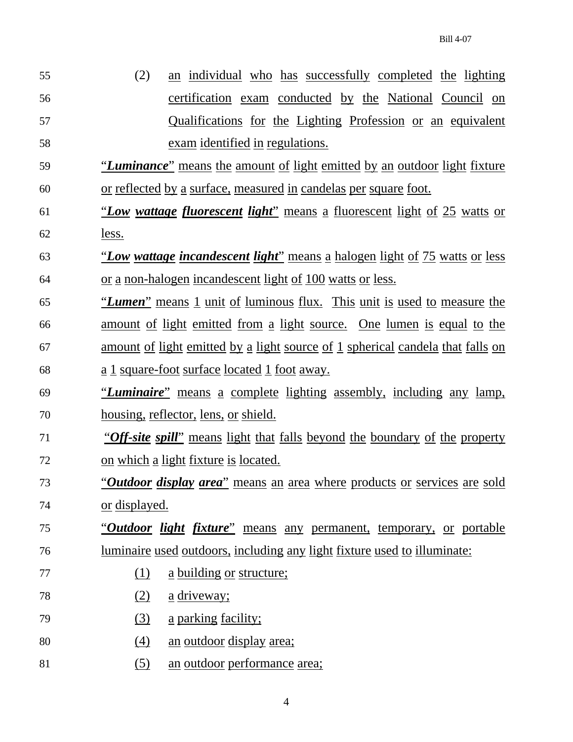(2) an individual who has successfully completed the lighting certification exam conducted by the National Council on Qualifications for the Lighting Profession or an equivalent exam identified in regulations.

"***Luminance***" means the amount of light emitted by an outdoor light fixture or reflected by a surface, measured in candelas per square foot.

"***Low wattage fluorescent light***" means a fluorescent light of 25 watts or less.

"***Low wattage incandescent light***" means a halogen light of 75 watts or less or a non-halogen incandescent light of 100 watts or less.

"***Lumen***" means 1 unit of luminous flux. This unit is used to measure the amount of light emitted from a light source. One lumen is equal to the amount of light emitted by a light source of 1 spherical candela that falls on a 1 square-foot surface located 1 foot away.

"***Luminaire***" means a complete lighting assembly, including any lamp, housing, reflector, lens, or shield.

"***Off-site spill***" means light that falls beyond the boundary of the property on which a light fixture is located.

"***Outdoor display area***" means an area where products or services are sold or displayed.

"***Outdoor light fixture***" means any permanent, temporary, or portable luminaire used outdoors, including any light fixture used to illuminate:

(1) a building or structure;

(2) a driveway;

(3) a parking facility;

(4) an outdoor display area;

(5) an outdoor performance area;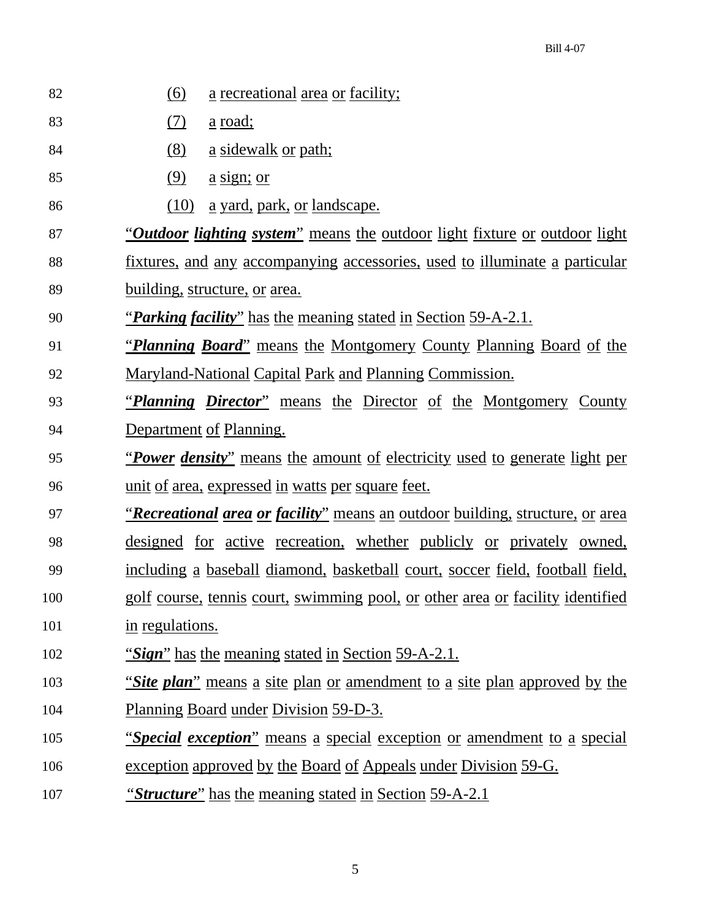(6) a recreational area or facility;

(7) a road;

(8) a sidewalk or path;

(9) a sign; or

(10) a yard, park, or landscape.

"***Outdoor lighting system***" means the outdoor light fixture or outdoor light fixtures, and any accompanying accessories, used to illuminate a particular building, structure, or area.

"***Parking facility***" has the meaning stated in Section 59-A-2.1.

"***Planning Board***" means the Montgomery County Planning Board of the Maryland-National Capital Park and Planning Commission.

"***Planning Director***" means the Director of the Montgomery County Department of Planning.

"***Power density***" means the amount of electricity used to generate light per unit of area, expressed in watts per square feet.

"***Recreational area or facility***" means an outdoor building, structure, or area designed for active recreation, whether publicly or privately owned, including a baseball diamond, basketball court, soccer field, football field, golf course, tennis court, swimming pool, or other area or facility identified in regulations.

"***Sign***" has the meaning stated in Section 59-A-2.1.

"***Site plan***" means a site plan or amendment to a site plan approved by the Planning Board under Division 59-D-3.

"***Special exception***" means a special exception or amendment to a special exception approved by the Board of Appeals under Division 59-G.

"***Structure***" has the meaning stated in Section 59-A-2.1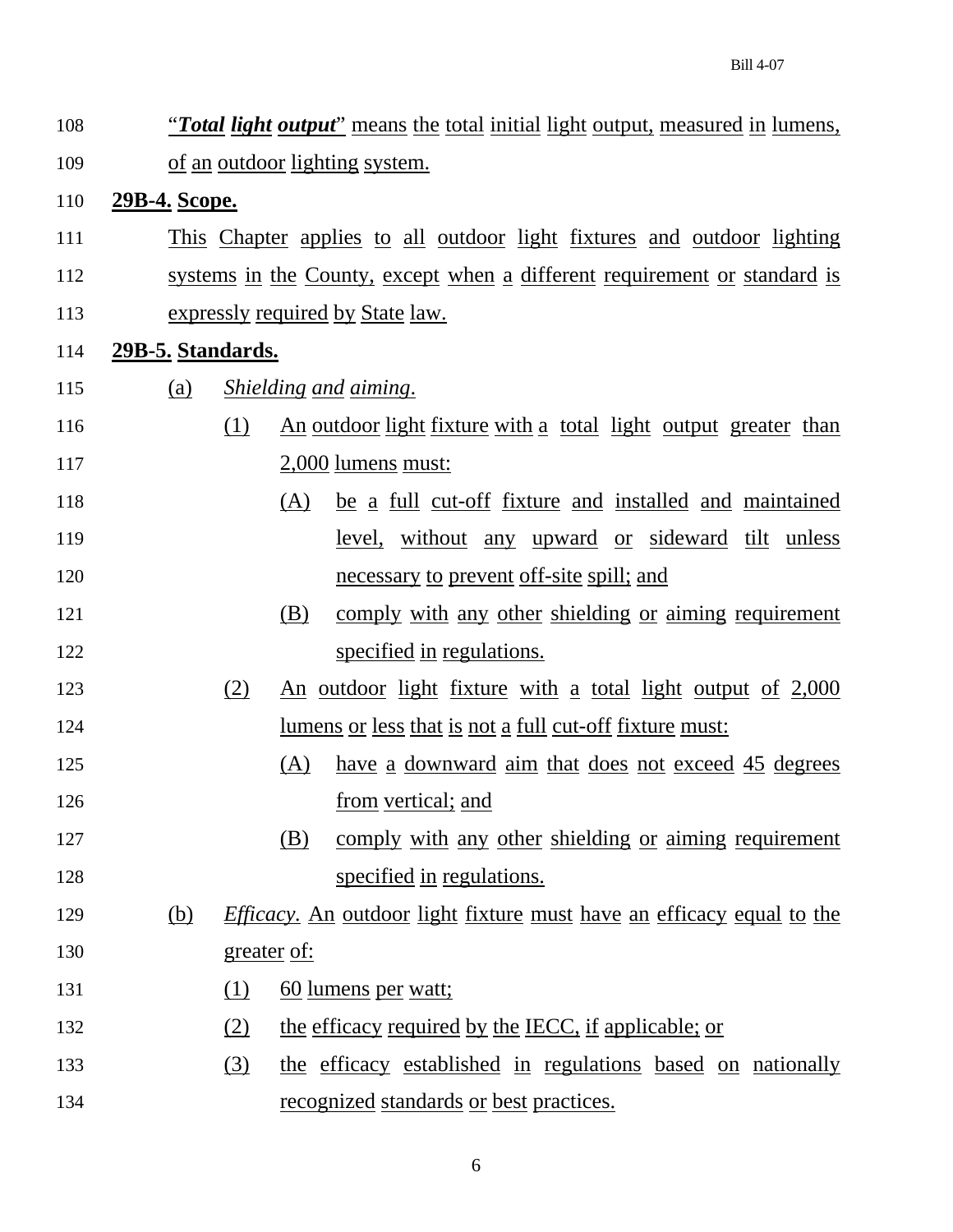"***Total light output***" means the total initial light output, measured in lumens, of an outdoor lighting system.

**29B-4. Scope.**

This Chapter applies to all outdoor light fixtures and outdoor lighting systems in the County, except when a different requirement or standard is expressly required by State law.

**29B-5. Standards.**

(a) *Shielding and aiming.*

(1) An outdoor light fixture with a total light output greater than 2,000 lumens must:

(A) be a full cut-off fixture and installed and maintained level, without any upward or sideward tilt unless necessary to prevent off-site spill; and

(B) comply with any other shielding or aiming requirement specified in regulations.

(2) An outdoor light fixture with a total light output of 2,000 lumens or less that is not a full cut-off fixture must:

(A) have a downward aim that does not exceed 45 degrees from vertical; and

(B) comply with any other shielding or aiming requirement specified in regulations.

(b) *Efficacy.* An outdoor light fixture must have an efficacy equal to the greater of:

(1) 60 lumens per watt;

(2) the efficacy required by the IECC, if applicable; or

(3) the efficacy established in regulations based on nationally recognized standards or best practices.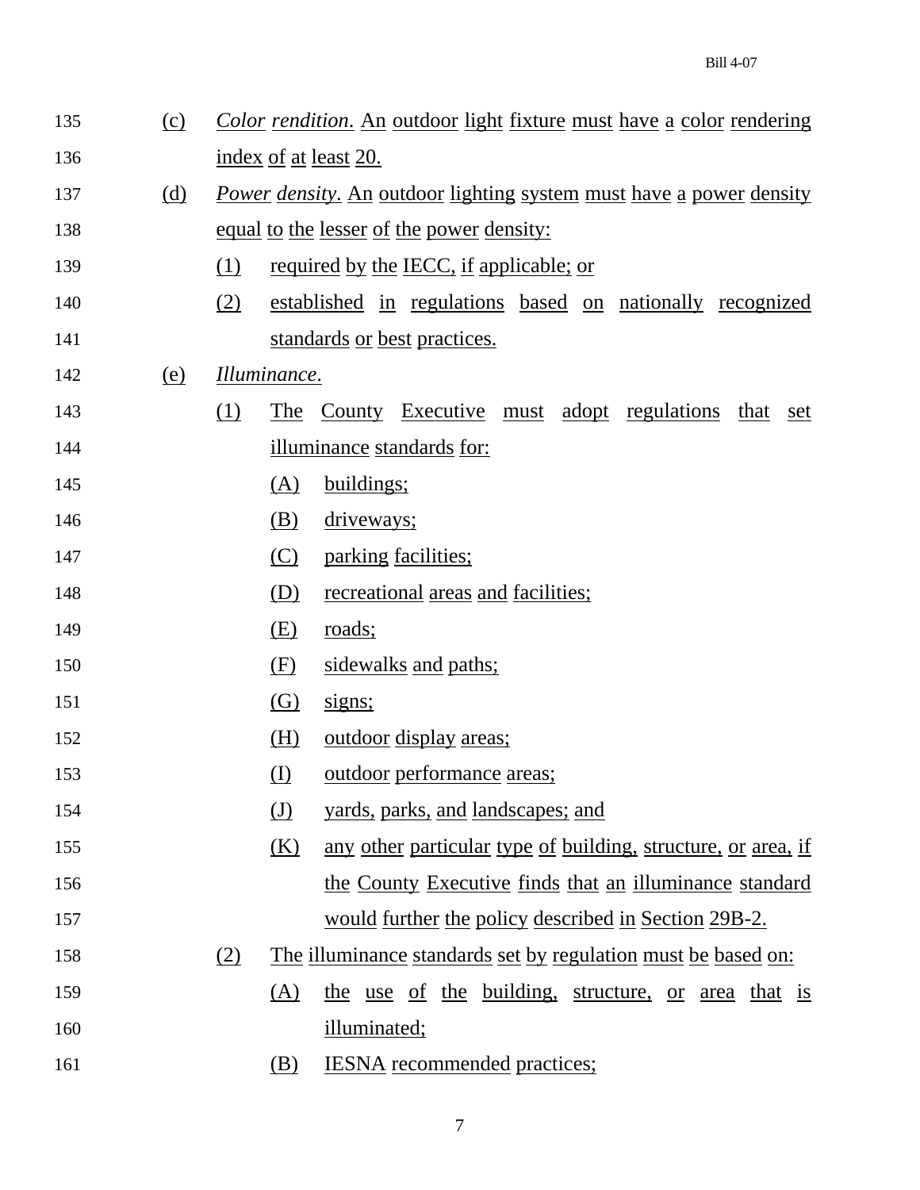(c) *Color rendition*. An outdoor light fixture must have a color rendering index of at least 20.

(d) *Power density*. An outdoor lighting system must have a power density equal to the lesser of the power density:

(1) required by the IECC, if applicable; or

(2) established in regulations based on nationally recognized standards or best practices.

(e) *Illuminance*.

(1) The County Executive must adopt regulations that set illuminance standards for:

(A) buildings;

(B) driveways;

(C) parking facilities;

(D) recreational areas and facilities;

(E) roads;

(F) sidewalks and paths;

(G) signs;

(H) outdoor display areas;

(I) outdoor performance areas;

(J) yards, parks, and landscapes; and

(K) any other particular type of building, structure, or area, if the County Executive finds that an illuminance standard would further the policy described in Section 29B-2.

(2) The illuminance standards set by regulation must be based on:

(A) the use of the building, structure, or area that is illuminated;

(B) IESNA recommended practices;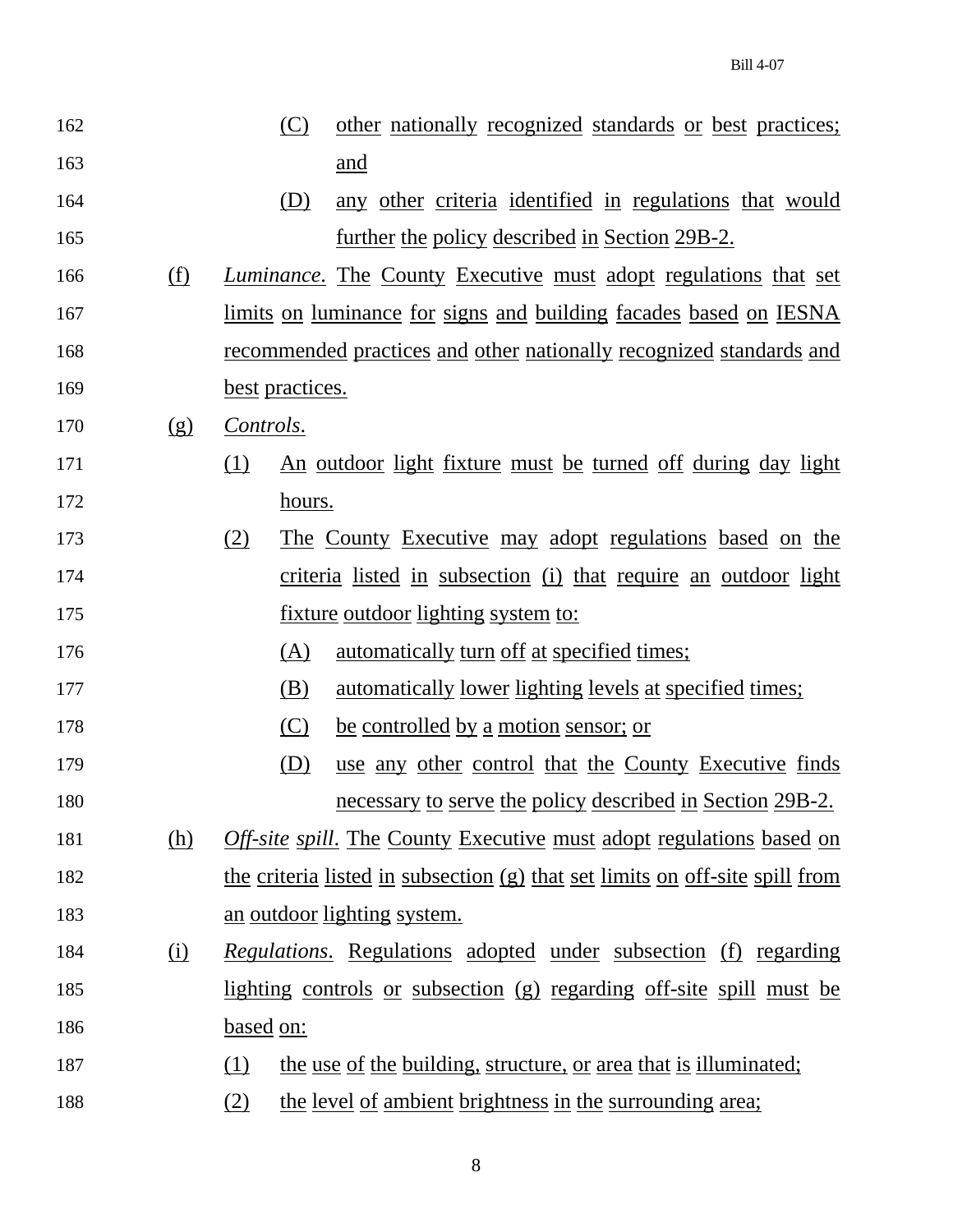(C) other nationally recognized standards or best practices; and

(D) any other criteria identified in regulations that would further the policy described in Section 29B-2.

(f) *Luminance*. The County Executive must adopt regulations that set limits on luminance for signs and building facades based on IESNA recommended practices and other nationally recognized standards and best practices.

(g) *Controls*.

(1) An outdoor light fixture must be turned off during day light hours.

(2) The County Executive may adopt regulations based on the criteria listed in subsection (i) that require an outdoor light fixture outdoor lighting system to:

(A) automatically turn off at specified times;

(B) automatically lower lighting levels at specified times;

(C) be controlled by a motion sensor; or

(D) use any other control that the County Executive finds necessary to serve the policy described in Section 29B-2.

(h) *Off-site spill*. The County Executive must adopt regulations based on the criteria listed in subsection (g) that set limits on off-site spill from an outdoor lighting system.

(i) *Regulations*. Regulations adopted under subsection (f) regarding lighting controls or subsection (g) regarding off-site spill must be based on:

(1) the use of the building, structure, or area that is illuminated;

(2) the level of ambient brightness in the surrounding area;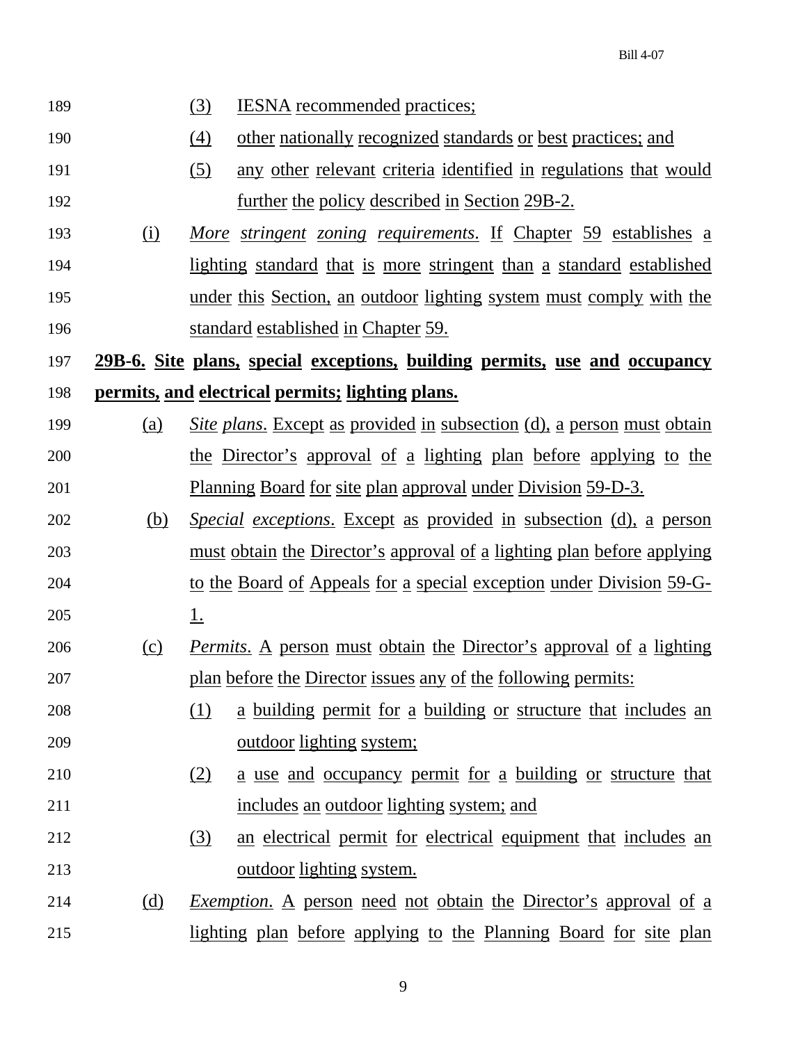(3) IESNA recommended practices;

(4) other nationally recognized standards or best practices; and

(5) any other relevant criteria identified in regulations that would further the policy described in Section 29B-2.

(i) *More stringent zoning requirements*. If Chapter 59 establishes a lighting standard that is more stringent than a standard established under this Section, an outdoor lighting system must comply with the standard established in Chapter 59.

**29B-6. Site plans, special exceptions, building permits, use and occupancy permits, and electrical permits; lighting plans.**

(a) *Site plans*. Except as provided in subsection (d), a person must obtain the Director's approval of a lighting plan before applying to the Planning Board for site plan approval under Division 59-D-3.

(b) *Special exceptions*. Except as provided in subsection (d), a person must obtain the Director's approval of a lighting plan before applying to the Board of Appeals for a special exception under Division 59-G-1.

(c) *Permits*. A person must obtain the Director's approval of a lighting plan before the Director issues any of the following permits:

(1) a building permit for a building or structure that includes an outdoor lighting system;

(2) a use and occupancy permit for a building or structure that includes an outdoor lighting system; and

(3) an electrical permit for electrical equipment that includes an outdoor lighting system.

(d) *Exemption*. A person need not obtain the Director's approval of a lighting plan before applying to the Planning Board for site plan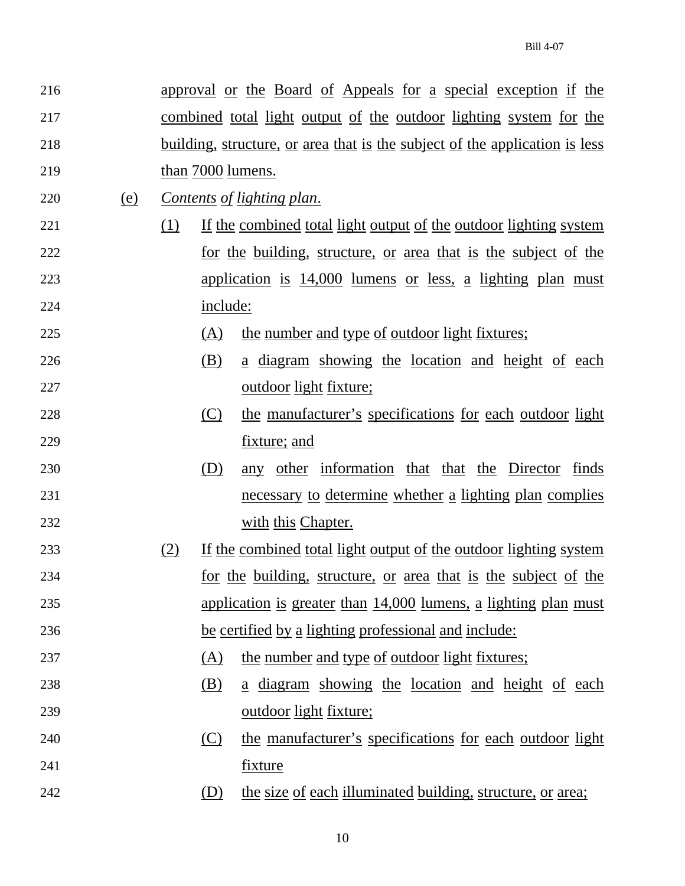approval or the Board of Appeals for a special exception if the combined total light output of the outdoor lighting system for the building, structure, or area that is the subject of the application is less than 7000 lumens.

(e) *Contents of lighting plan*.

(1) If the combined total light output of the outdoor lighting system for the building, structure, or area that is the subject of the application is 14,000 lumens or less, a lighting plan must include:

(A) the number and type of outdoor light fixtures;

(B) a diagram showing the location and height of each outdoor light fixture;

(C) the manufacturer's specifications for each outdoor light fixture; and

(D) any other information that that the Director finds necessary to determine whether a lighting plan complies with this Chapter.

(2) If the combined total light output of the outdoor lighting system for the building, structure, or area that is the subject of the application is greater than 14,000 lumens, a lighting plan must be certified by a lighting professional and include:

(A) the number and type of outdoor light fixtures;

(B) a diagram showing the location and height of each outdoor light fixture;

(C) the manufacturer's specifications for each outdoor light fixture

(D) the size of each illuminated building, structure, or area;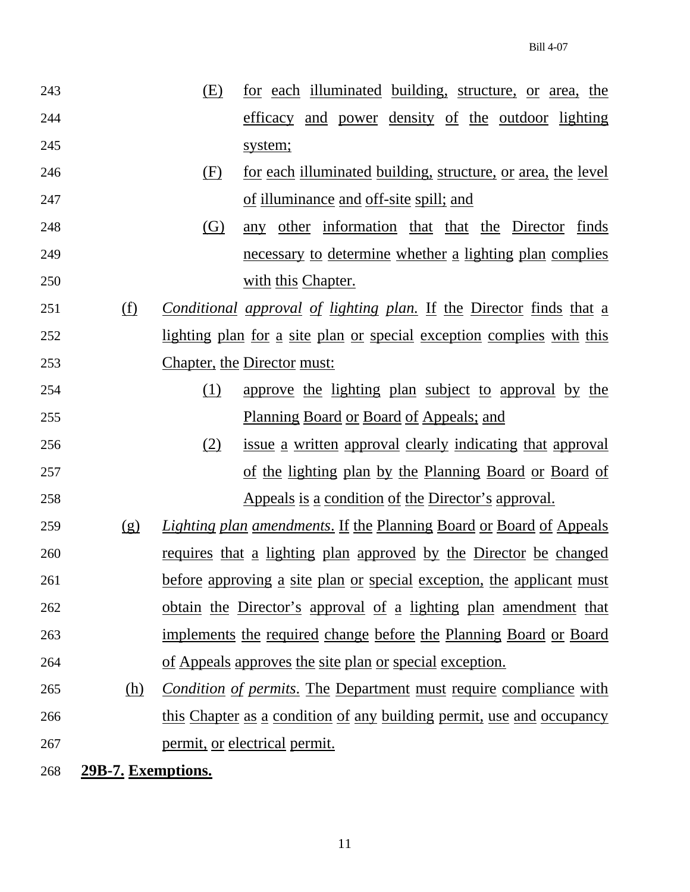(E) for each illuminated building, structure, or area, the efficacy and power density of the outdoor lighting system;

(F) for each illuminated building, structure, or area, the level of illuminance and off-site spill; and

(G) any other information that that the Director finds necessary to determine whether a lighting plan complies with this Chapter.

(f) *Conditional approval of lighting plan.* If the Director finds that a lighting plan for a site plan or special exception complies with this Chapter, the Director must:

(1) approve the lighting plan subject to approval by the Planning Board or Board of Appeals; and

(2) issue a written approval clearly indicating that approval of the lighting plan by the Planning Board or Board of Appeals is a condition of the Director's approval.

(g) *Lighting plan amendments*. If the Planning Board or Board of Appeals requires that a lighting plan approved by the Director be changed before approving a site plan or special exception, the applicant must obtain the Director's approval of a lighting plan amendment that implements the required change before the Planning Board or Board of Appeals approves the site plan or special exception.

(h) *Condition of permits*. The Department must require compliance with this Chapter as a condition of any building permit, use and occupancy permit, or electrical permit.

**29B-7. Exemptions.**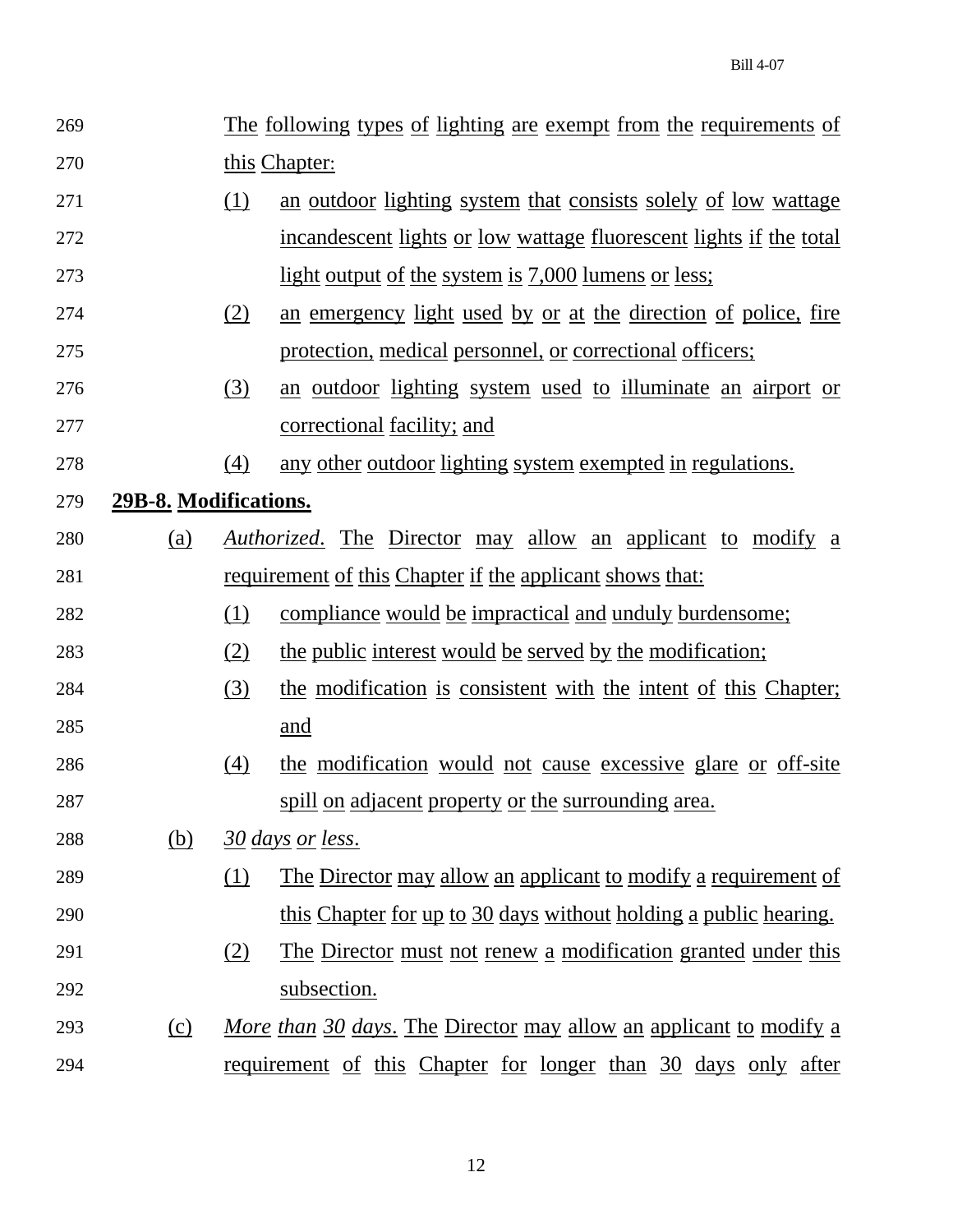The following types of lighting are exempt from the requirements of this Chapter:

(1) an outdoor lighting system that consists solely of low wattage incandescent lights or low wattage fluorescent lights if the total light output of the system is 7,000 lumens or less;

(2) an emergency light used by or at the direction of police, fire protection, medical personnel, or correctional officers;

(3) an outdoor lighting system used to illuminate an airport or correctional facility; and

(4) any other outdoor lighting system exempted in regulations.

**29B-8. Modifications.**

(a) *Authorized*. The Director may allow an applicant to modify a requirement of this Chapter if the applicant shows that:

(1) compliance would be impractical and unduly burdensome;

(2) the public interest would be served by the modification;

(3) the modification is consistent with the intent of this Chapter; and

(4) the modification would not cause excessive glare or off-site spill on adjacent property or the surrounding area.

(b) *30 days or less*.

(1) The Director may allow an applicant to modify a requirement of this Chapter for up to 30 days without holding a public hearing.

(2) The Director must not renew a modification granted under this subsection.

(c) *More than 30 days*. The Director may allow an applicant to modify a requirement of this Chapter for longer than 30 days only after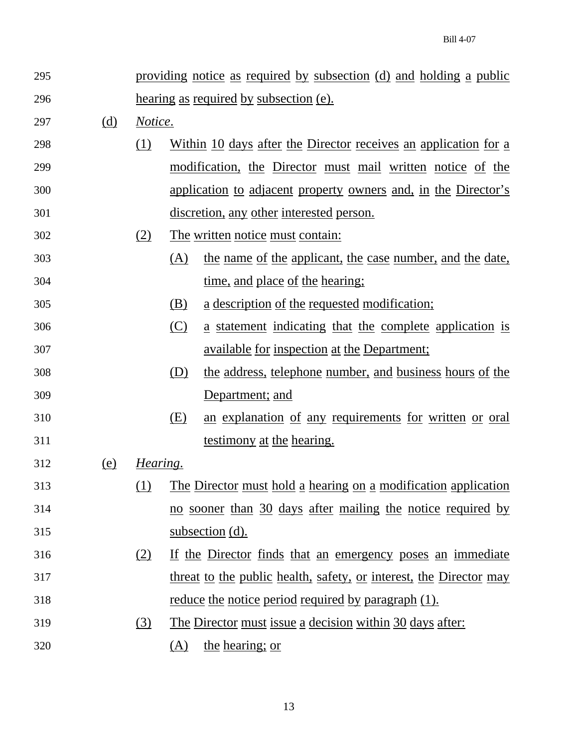providing notice as required by subsection (d) and holding a public hearing as required by subsection (e).

(d) *Notice*.

(1) Within 10 days after the Director receives an application for a modification, the Director must mail written notice of the application to adjacent property owners and, in the Director's discretion, any other interested person.

(2) The written notice must contain:

(A) the name of the applicant, the case number, and the date, time, and place of the hearing;

(B) a description of the requested modification;

(C) a statement indicating that the complete application is available for inspection at the Department;

(D) the address, telephone number, and business hours of the Department; and

(E) an explanation of any requirements for written or oral testimony at the hearing.

(e) *Hearing*.

(1) The Director must hold a hearing on a modification application no sooner than 30 days after mailing the notice required by subsection (d).

(2) If the Director finds that an emergency poses an immediate threat to the public health, safety, or interest, the Director may reduce the notice period required by paragraph (1).

(3) The Director must issue a decision within 30 days after:

(A) the hearing; or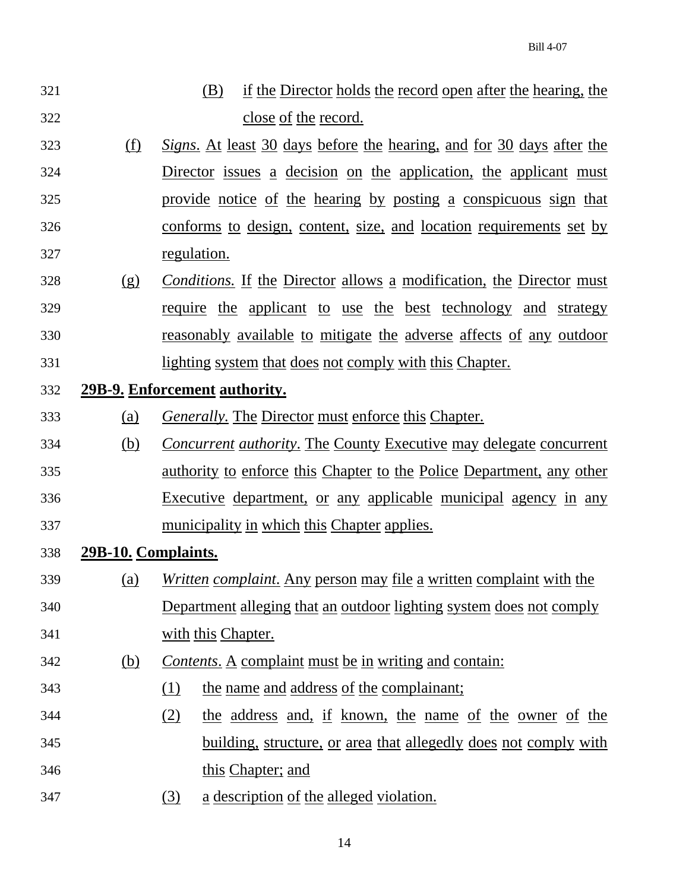(B) if the Director holds the record open after the hearing, the close of the record.

(f) *Signs*. At least 30 days before the hearing, and for 30 days after the Director issues a decision on the application, the applicant must provide notice of the hearing by posting a conspicuous sign that conforms to design, content, size, and location requirements set by regulation.

(g) *Conditions.* If the Director allows a modification, the Director must require the applicant to use the best technology and strategy reasonably available to mitigate the adverse affects of any outdoor lighting system that does not comply with this Chapter.

**29B-9. Enforcement authority.**

(a) *Generally.* The Director must enforce this Chapter.

(b) *Concurrent authority*. The County Executive may delegate concurrent authority to enforce this Chapter to the Police Department, any other Executive department, or any applicable municipal agency in any municipality in which this Chapter applies.

**29B-10. Complaints.**

(a) *Written complaint*. Any person may file a written complaint with the Department alleging that an outdoor lighting system does not comply with this Chapter.

(b) *Contents*. A complaint must be in writing and contain:

(1) the name and address of the complainant;

(2) the address and, if known, the name of the owner of the building, structure, or area that allegedly does not comply with this Chapter; and

(3) a description of the alleged violation.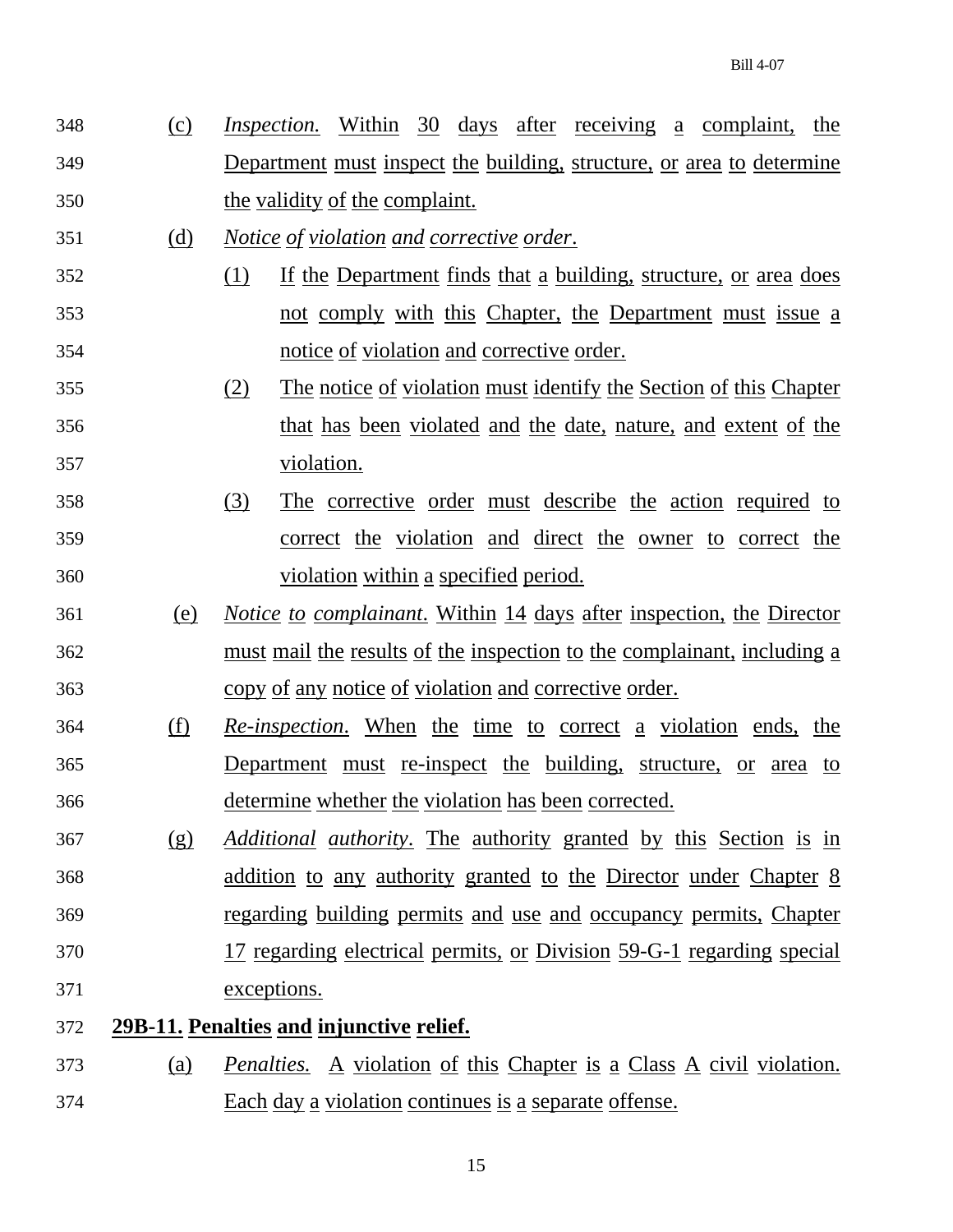(c) *Inspection.* Within 30 days after receiving a complaint, the Department must inspect the building, structure, or area to determine the validity of the complaint.

(d) *Notice of violation and corrective order*.

(1) If the Department finds that a building, structure, or area does not comply with this Chapter, the Department must issue a notice of violation and corrective order.

(2) The notice of violation must identify the Section of this Chapter that has been violated and the date, nature, and extent of the violation.

(3) The corrective order must describe the action required to correct the violation and direct the owner to correct the violation within a specified period.

(e) *Notice to complainant*. Within 14 days after inspection, the Director must mail the results of the inspection to the complainant, including a copy of any notice of violation and corrective order.

(f) *Re-inspection*. When the time to correct a violation ends, the Department must re-inspect the building, structure, or area to determine whether the violation has been corrected.

(g) *Additional authority*. The authority granted by this Section is in addition to any authority granted to the Director under Chapter 8 regarding building permits and use and occupancy permits, Chapter 17 regarding electrical permits, or Division 59-G-1 regarding special exceptions.

**29B-11. Penalties and injunctive relief.**

(a) *Penalties.* A violation of this Chapter is a Class A civil violation. Each day a violation continues is a separate offense.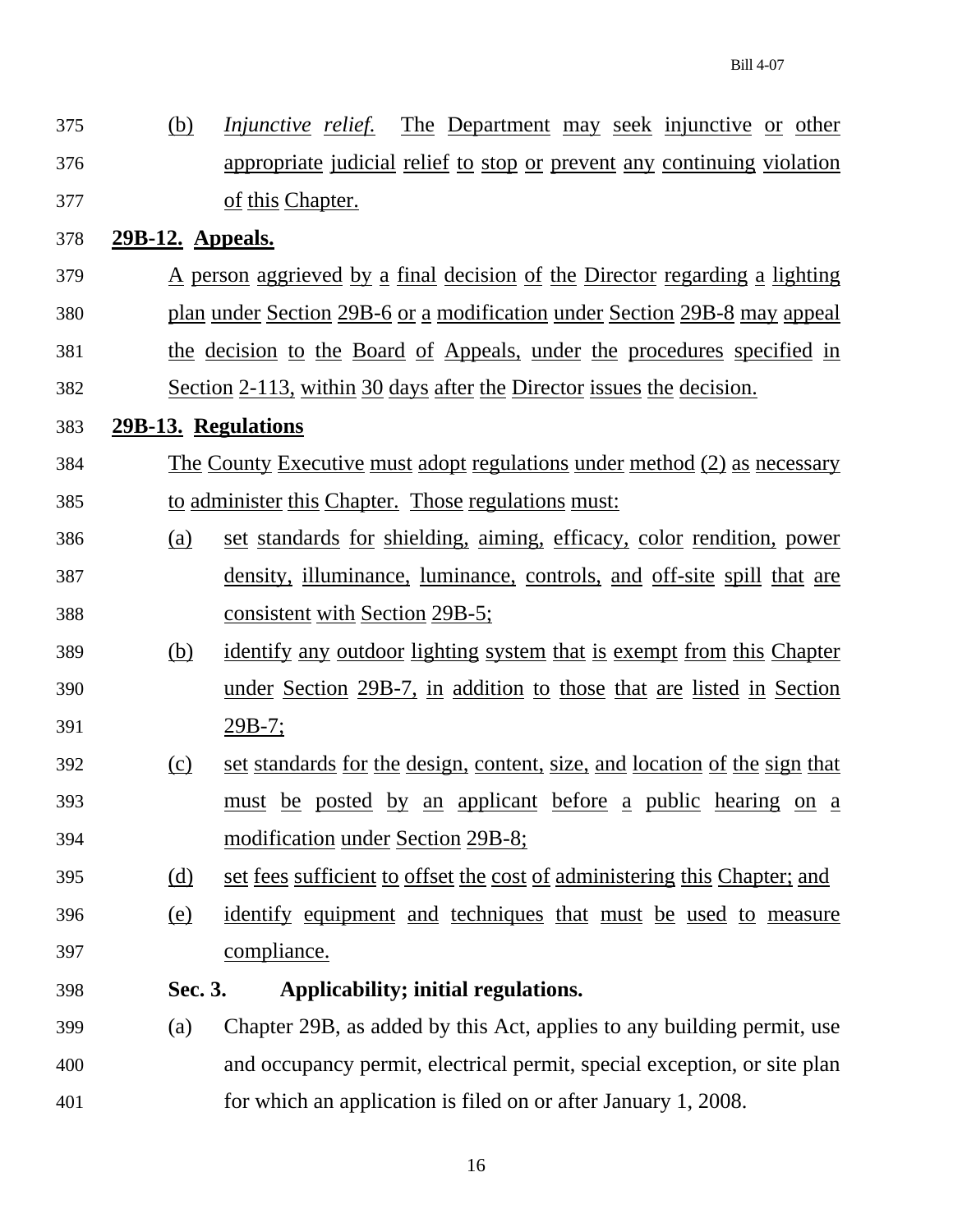(b) *Injunctive relief.* The Department may seek injunctive or other appropriate judicial relief to stop or prevent any continuing violation of this Chapter.

**29B-12. Appeals.**

A person aggrieved by a final decision of the Director regarding a lighting plan under Section 29B-6 or a modification under Section 29B-8 may appeal the decision to the Board of Appeals, under the procedures specified in Section 2-113, within 30 days after the Director issues the decision.

**29B-13. Regulations**

The County Executive must adopt regulations under method (2) as necessary to administer this Chapter. Those regulations must:

(a) set standards for shielding, aiming, efficacy, color rendition, power density, illuminance, luminance, controls, and off-site spill that are consistent with Section 29B-5;

(b) identify any outdoor lighting system that is exempt from this Chapter under Section 29B-7, in addition to those that are listed in Section 29B-7;

(c) set standards for the design, content, size, and location of the sign that must be posted by an applicant before a public hearing on a modification under Section 29B-8;

(d) set fees sufficient to offset the cost of administering this Chapter; and

(e) identify equipment and techniques that must be used to measure compliance.

**Sec. 3. Applicability; initial regulations.**

(a) Chapter 29B, as added by this Act, applies to any building permit, use and occupancy permit, electrical permit, special exception, or site plan for which an application is filed on or after January 1, 2008.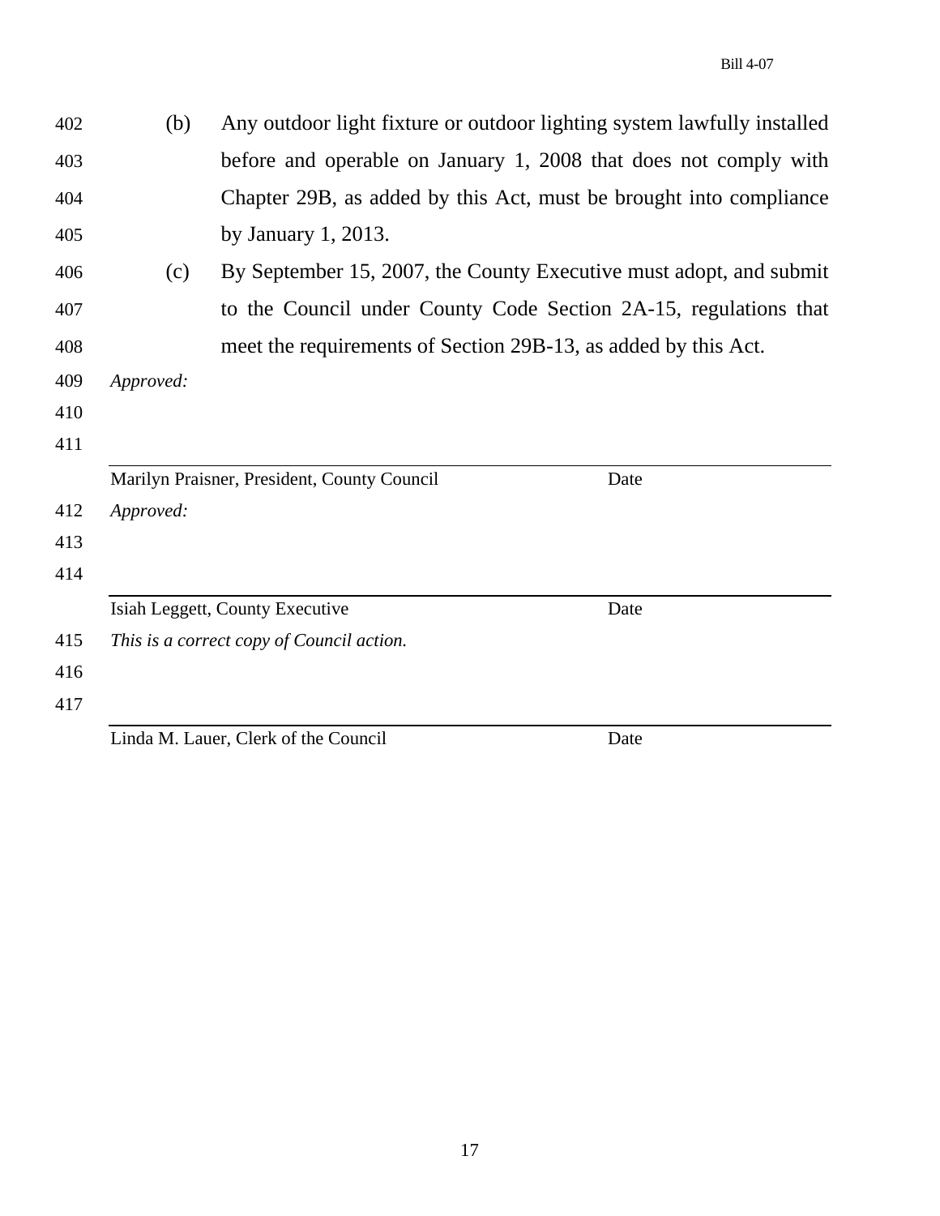(b) Any outdoor light fixture or outdoor lighting system lawfully installed before and operable on January 1, 2008 that does not comply with Chapter 29B, as added by this Act, must be brought into compliance by January 1, 2013.

(c) By September 15, 2007, the County Executive must adopt, and submit to the Council under County Code Section 2A-15, regulations that meet the requirements of Section 29B-13, as added by this Act.

*Approved:*

| | |
|---|---|
| Marilyn Praisner, President, County Council | Date |

*Approved:*

| | |
|---|---|
| Isiah Leggett, County Executive | Date |

*This is a correct copy of Council action.*

| | |
|---|---|
| Linda M. Lauer, Clerk of the Council | Date |